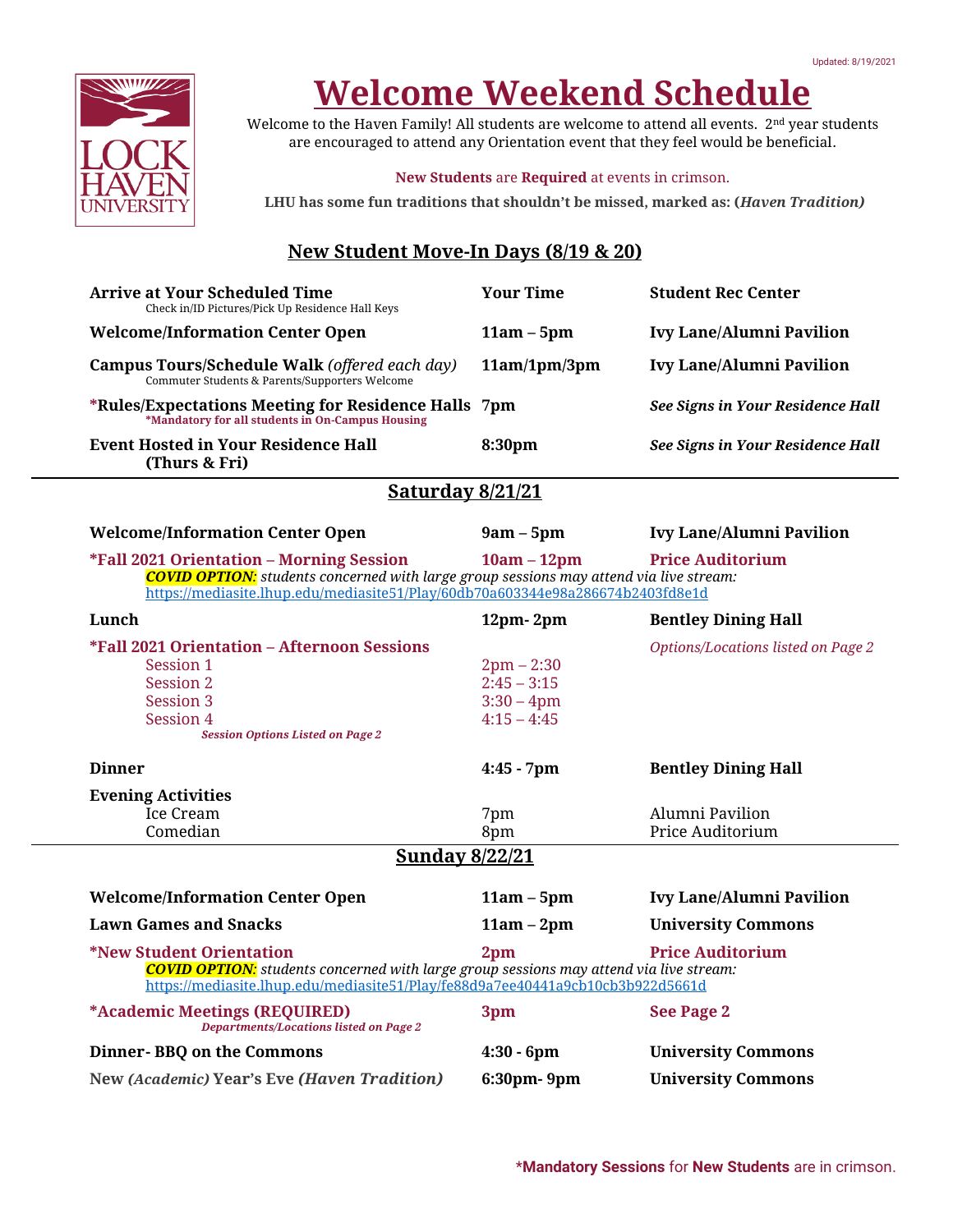Updated: 8/19/2021

# Welcome Weekend Schedule

Welcome to the Haven Family! All students are welcome to attend all events. 2nd year students are encouraged to attend any Orientation event that they feel would be beneficial.

**New Students** are **Required** at events in crimson.

**LHU has some fun traditions that shouldn't be missed, marked as: (*Haven Tradition)***

## New Student Move-In Days (8/19 & 20)

| Event | Time | Location |
|---|---|---|
| **Arrive at Your Scheduled Time**<br>Check in/ID Pictures/Pick Up Residence Hall Keys | **Your Time** | **Student Rec Center** |
| **Welcome/Information Center Open** | **11am – 5pm** | **Ivy Lane/Alumni Pavilion** |
| **Campus Tours/Schedule Walk** *(offered each day)*<br>Commuter Students & Parents/Supporters Welcome | **11am/1pm/3pm** | **Ivy Lane/Alumni Pavilion** |
| **\*Rules/Expectations Meeting for Residence Halls**<br>***Mandatory for all students in On-Campus Housing** | **7pm** | ***See Signs in Your Residence Hall*** |
| **Event Hosted in Your Residence Hall (Thurs & Fri)** | **8:30pm** | ***See Signs in Your Residence Hall*** |

## Saturday 8/21/21

| Event | Time | Location |
|---|---|---|
| **Welcome/Information Center Open** | **9am – 5pm** | **Ivy Lane/Alumni Pavilion** |
| **\*Fall 2021 Orientation – Morning Session** | **10am – 12pm** | **Price Auditorium** |

***COVID OPTION:*** *students concerned with large group sessions may attend via live stream:* https://mediasite.lhup.edu/mediasite51/Play/60db70a603344e98a286674b2403fd8e1d

| Event | Time | Location |
|---|---|---|
| **Lunch** | **12pm- 2pm** | **Bentley Dining Hall** |
| **\*Fall 2021 Orientation – Afternoon Sessions** | | *Options/Locations listed on Page 2* |
| Session 1 | 2pm – 2:30 | |
| Session 2 | 2:45 – 3:15 | |
| Session 3 | 3:30 – 4pm | |
| Session 4 | 4:15 – 4:45 | |
| ***Session Options Listed on Page 2*** | | |
| **Dinner** | **4:45 - 7pm** | **Bentley Dining Hall** |
| **Evening Activities** | | |
| Ice Cream | 7pm | Alumni Pavilion |
| Comedian | 8pm | Price Auditorium |

## Sunday 8/22/21

| Event | Time | Location |
|---|---|---|
| **Welcome/Information Center Open** | **11am – 5pm** | **Ivy Lane/Alumni Pavilion** |
| **Lawn Games and Snacks** | **11am – 2pm** | **University Commons** |
| **\*New Student Orientation** | **2pm** | **Price Auditorium** |

***COVID OPTION:*** *students concerned with large group sessions may attend via live stream:* https://mediasite.lhup.edu/mediasite51/Play/fe88d9a7ee40441a9cb10cb3b922d5661d

| Event | Time | Location |
|---|---|---|
| **\*Academic Meetings (REQUIRED)**<br>***Departments/Locations listed on Page 2*** | **3pm** | **See Page 2** |
| **Dinner- BBQ on the Commons** | **4:30 - 6pm** | **University Commons** |
| **New *(Academic)* Year's Eve *(Haven Tradition)*** | **6:30pm- 9pm** | **University Commons** |

**\*Mandatory Sessions** for **New Students** are in crimson.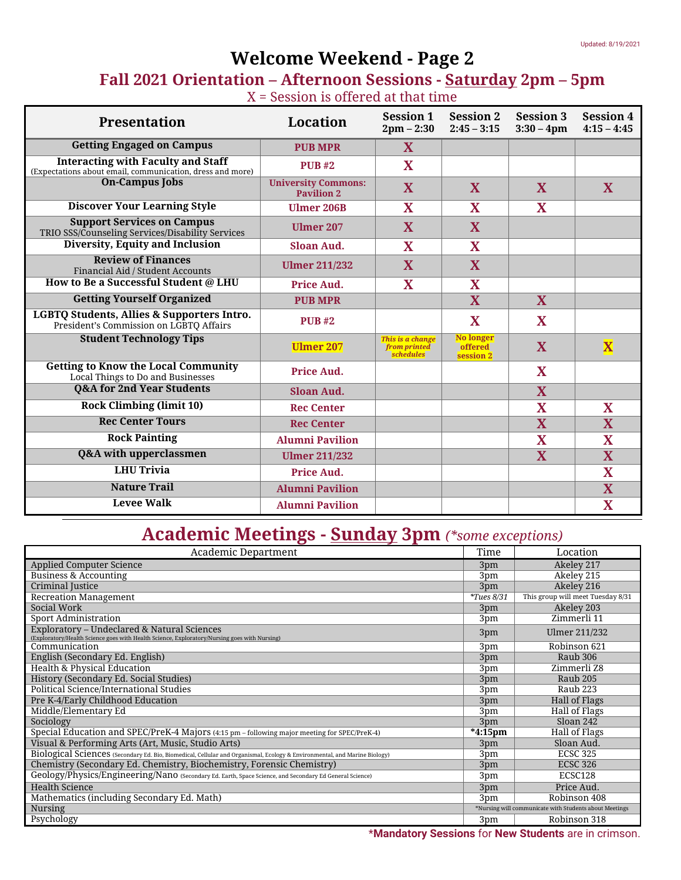Updated: 8/19/2021

# Welcome Weekend - Page 2

## Fall 2021 Orientation – Afternoon Sessions - Saturday 2pm – 5pm

X = Session is offered at that time

| Presentation | Location | Session 1 2pm – 2:30 | Session 2 2:45 – 3:15 | Session 3 3:30 – 4pm | Session 4 4:15 – 4:45 |
|---|---|---|---|---|---|
| **Getting Engaged on Campus** | **PUB MPR** | **X** | | | |
| **Interacting with Faculty and Staff** (Expectations about email, communication, dress and more) | **PUB #2** | **X** | | | |
| **On-Campus Jobs** | **University Commons: Pavilion 2** | **X** | **X** | **X** | **X** |
| **Discover Your Learning Style** | **Ulmer 206B** | **X** | **X** | **X** | |
| **Support Services on Campus** TRIO SSS/Counseling Services/Disability Services | **Ulmer 207** | **X** | **X** | | |
| **Diversity, Equity and Inclusion** | **Sloan Aud.** | **X** | **X** | | |
| **Review of Finances** Financial Aid / Student Accounts | **Ulmer 211/232** | **X** | **X** | | |
| **How to Be a Successful Student @ LHU** | **Price Aud.** | **X** | **X** | | |
| **Getting Yourself Organized** | **PUB MPR** | | **X** | **X** | |
| **LGBTQ Students, Allies & Supporters Intro.** President's Commission on LGBTQ Affairs | **PUB #2** | | **X** | **X** | |
| **Student Technology Tips** | **Ulmer 207** | *This is a change from printed schedules* | **No longer offered session 2** | **X** | **X** |
| **Getting to Know the Local Community** Local Things to Do and Businesses | **Price Aud.** | | | **X** | |
| **Q&A for 2nd Year Students** | **Sloan Aud.** | | | **X** | |
| **Rock Climbing (limit 10)** | **Rec Center** | | | **X** | **X** |
| **Rec Center Tours** | **Rec Center** | | | **X** | **X** |
| **Rock Painting** | **Alumni Pavilion** | | | **X** | **X** |
| **Q&A with upperclassmen** | **Ulmer 211/232** | | | **X** | **X** |
| **LHU Trivia** | **Price Aud.** | | | | **X** |
| **Nature Trail** | **Alumni Pavilion** | | | | **X** |
| **Levee Walk** | **Alumni Pavilion** | | | | **X** |

## Academic Meetings - Sunday 3pm *(\*some exceptions)*

| Academic Department | Time | Location |
|---|---|---|
| Applied Computer Science | 3pm | Akeley 217 |
| Business & Accounting | 3pm | Akeley 215 |
| Criminal Justice | 3pm | Akeley 216 |
| Recreation Management | *\*Tues 8/31* | This group will meet Tuesday 8/31 |
| Social Work | 3pm | Akeley 203 |
| Sport Administration | 3pm | Zimmerli 11 |
| Exploratory – Undeclared & Natural Sciences (Exploratory/Health Science goes with Health Science, Exploratory/Nursing goes with Nursing) | 3pm | Ulmer 211/232 |
| Communication | 3pm | Robinson 621 |
| English (Secondary Ed. English) | 3pm | Raub 306 |
| Health & Physical Education | 3pm | Zimmerli Z8 |
| History (Secondary Ed. Social Studies) | 3pm | Raub 205 |
| Political Science/International Studies | 3pm | Raub 223 |
| Pre K-4/Early Childhood Education | 3pm | Hall of Flags |
| Middle/Elementary Ed | 3pm | Hall of Flags |
| Sociology | 3pm | Sloan 242 |
| Special Education and SPEC/PreK-4 Majors (4:15 pm – following major meeting for SPEC/PreK-4) | **\*4:15pm** | Hall of Flags |
| Visual & Performing Arts (Art, Music, Studio Arts) | 3pm | Sloan Aud. |
| Biological Sciences (Secondary Ed. Bio, Biomedical, Cellular and Organismal, Ecology & Environmental, and Marine Biology) | 3pm | ECSC 325 |
| Chemistry (Secondary Ed. Chemistry, Biochemistry, Forensic Chemistry) | 3pm | ECSC 326 |
| Geology/Physics/Engineering/Nano (Secondary Ed. Earth, Space Science, and Secondary Ed General Science) | 3pm | ECSC128 |
| Health Science | 3pm | Price Aud. |
| Mathematics (including Secondary Ed. Math) | 3pm | Robinson 408 |
| Nursing | \*Nursing will communicate with Students about Meetings | |
| Psychology | 3pm | Robinson 318 |

**\*Mandatory Sessions** for **New Students** are in crimson.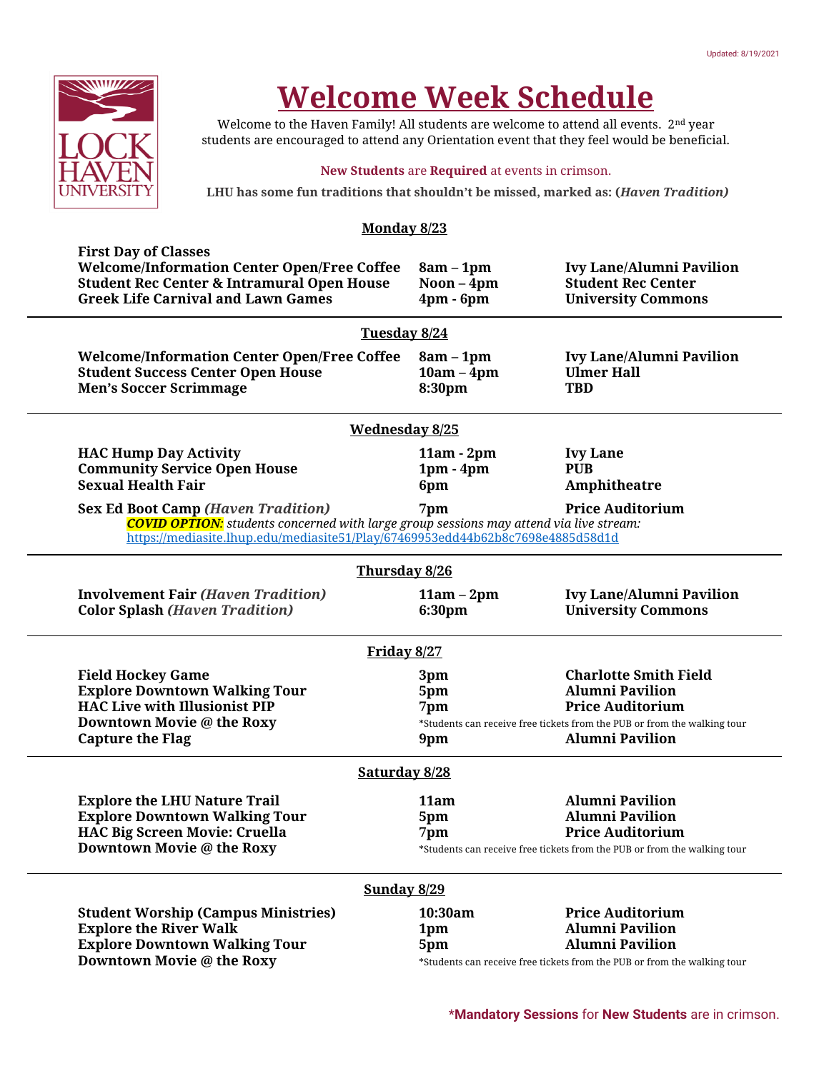Updated: 8/19/2021

# Welcome Week Schedule

Welcome to the Haven Family! All students are welcome to attend all events. 2nd year students are encouraged to attend any Orientation event that they feel would be beneficial.

**New Students** are **Required** at events in crimson.

**LHU has some fun traditions that shouldn't be missed, marked as: (*Haven Tradition*)**

## Monday 8/23

| | | |
|---|---|---|
| **First Day of Classes** | | |
| **Welcome/Information Center Open/Free Coffee** | **8am – 1pm** | **Ivy Lane/Alumni Pavilion** |
| **Student Rec Center & Intramural Open House** | **Noon – 4pm** | **Student Rec Center** |
| **Greek Life Carnival and Lawn Games** | **4pm - 6pm** | **University Commons** |

## Tuesday 8/24

| | | |
|---|---|---|
| **Welcome/Information Center Open/Free Coffee** | **8am – 1pm** | **Ivy Lane/Alumni Pavilion** |
| **Student Success Center Open House** | **10am – 4pm** | **Ulmer Hall** |
| **Men's Soccer Scrimmage** | **8:30pm** | **TBD** |

## Wednesday 8/25

| | | |
|---|---|---|
| **HAC Hump Day Activity** | **11am - 2pm** | **Ivy Lane** |
| **Community Service Open House** | **1pm - 4pm** | **PUB** |
| **Sexual Health Fair** | **6pm** | **Amphitheatre** |
| **Sex Ed Boot Camp *(Haven Tradition)*** | **7pm** | **Price Auditorium** |

***COVID OPTION:*** *students concerned with large group sessions may attend via live stream:* https://mediasite.lhup.edu/mediasite51/Play/67469953edd44b62b8c7698e4885d58d1d

## Thursday 8/26

| | | |
|---|---|---|
| **Involvement Fair *(Haven Tradition)*** | **11am – 2pm** | **Ivy Lane/Alumni Pavilion** |
| **Color Splash *(Haven Tradition)*** | **6:30pm** | **University Commons** |

## Friday 8/27

| | | |
|---|---|---|
| **Field Hockey Game** | **3pm** | **Charlotte Smith Field** |
| **Explore Downtown Walking Tour** | **5pm** | **Alumni Pavilion** |
| **HAC Live with Illusionist PIP** | **7pm** | **Price Auditorium** |
| **Downtown Movie @ the Roxy** | *Students can receive free tickets from the PUB or from the walking tour | |
| **Capture the Flag** | **9pm** | **Alumni Pavilion** |

## Saturday 8/28

| | | |
|---|---|---|
| **Explore the LHU Nature Trail** | **11am** | **Alumni Pavilion** |
| **Explore Downtown Walking Tour** | **5pm** | **Alumni Pavilion** |
| **HAC Big Screen Movie: Cruella** | **7pm** | **Price Auditorium** |
| **Downtown Movie @ the Roxy** | *Students can receive free tickets from the PUB or from the walking tour | |

## Sunday 8/29

| | | |
|---|---|---|
| **Student Worship (Campus Ministries)** | **10:30am** | **Price Auditorium** |
| **Explore the River Walk** | **1pm** | **Alumni Pavilion** |
| **Explore Downtown Walking Tour** | **5pm** | **Alumni Pavilion** |
| **Downtown Movie @ the Roxy** | *Students can receive free tickets from the PUB or from the walking tour | |

***Mandatory Sessions** for **New Students** are in crimson.